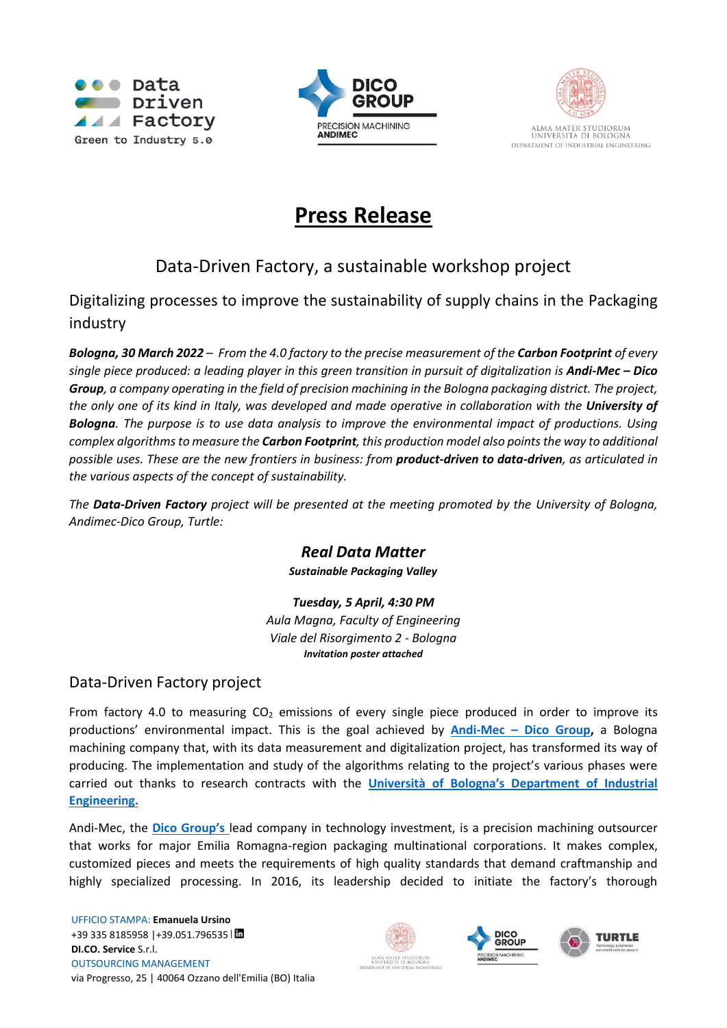# Press Release

## Data-Driven Factory, a sustainable workshop project

### Digitalizing processes to improve the sustainability of supply chains in the Packaging industry

***Bologna, 30 March 2022** – From the 4.0 factory to the precise measurement of the **Carbon Footprint** of every single piece produced: a leading player in this green transition in pursuit of digitalization is **Andi-Mec – Dico Group**, a company operating in the field of precision machining in the Bologna packaging district. The project, the only one of its kind in Italy, was developed and made operative in collaboration with the **University of Bologna**. The purpose is to use data analysis to improve the environmental impact of productions. Using complex algorithms to measure the **Carbon Footprint**, this production model also points the way to additional possible uses. These are the new frontiers in business: from **product-driven to data-driven**, as articulated in the various aspects of the concept of sustainability.*

*The **Data-Driven Factory** project will be presented at the meeting promoted by the University of Bologna, Andimec-Dico Group, Turtle:*

***Real Data Matter***

***Sustainable Packaging Valley***

***Tuesday, 5 April, 4:30 PM***

*Aula Magna, Faculty of Engineering*

*Viale del Risorgimento 2 - Bologna*

***Invitation poster attached***

### Data-Driven Factory project

From factory 4.0 to measuring $CO_2$ emissions of every single piece produced in order to improve its productions' environmental impact. This is the goal achieved by **Andi-Mec – Dico Group,** a Bologna machining company that, with its data measurement and digitalization project, has transformed its way of producing. The implementation and study of the algorithms relating to the project's various phases were carried out thanks to research contracts with the **Università of Bologna's Department of Industrial Engineering.**

Andi-Mec, the **Dico Group's** lead company in technology investment, is a precision machining outsourcer that works for major Emilia Romagna-region packaging multinational corporations. It makes complex, customized pieces and meets the requirements of high quality standards that demand craftmanship and highly specialized processing. In 2016, its leadership decided to initiate the factory's thorough

UFFICIO STAMPA: **Emanuela Ursino**
+39 335 8185958 |+39.051.796535 |
**DI.CO. Service** S.r.l.
OUTSOURCING MANAGEMENT
via Progresso, 25 | 40064 Ozzano dell'Emilia (BO) Italia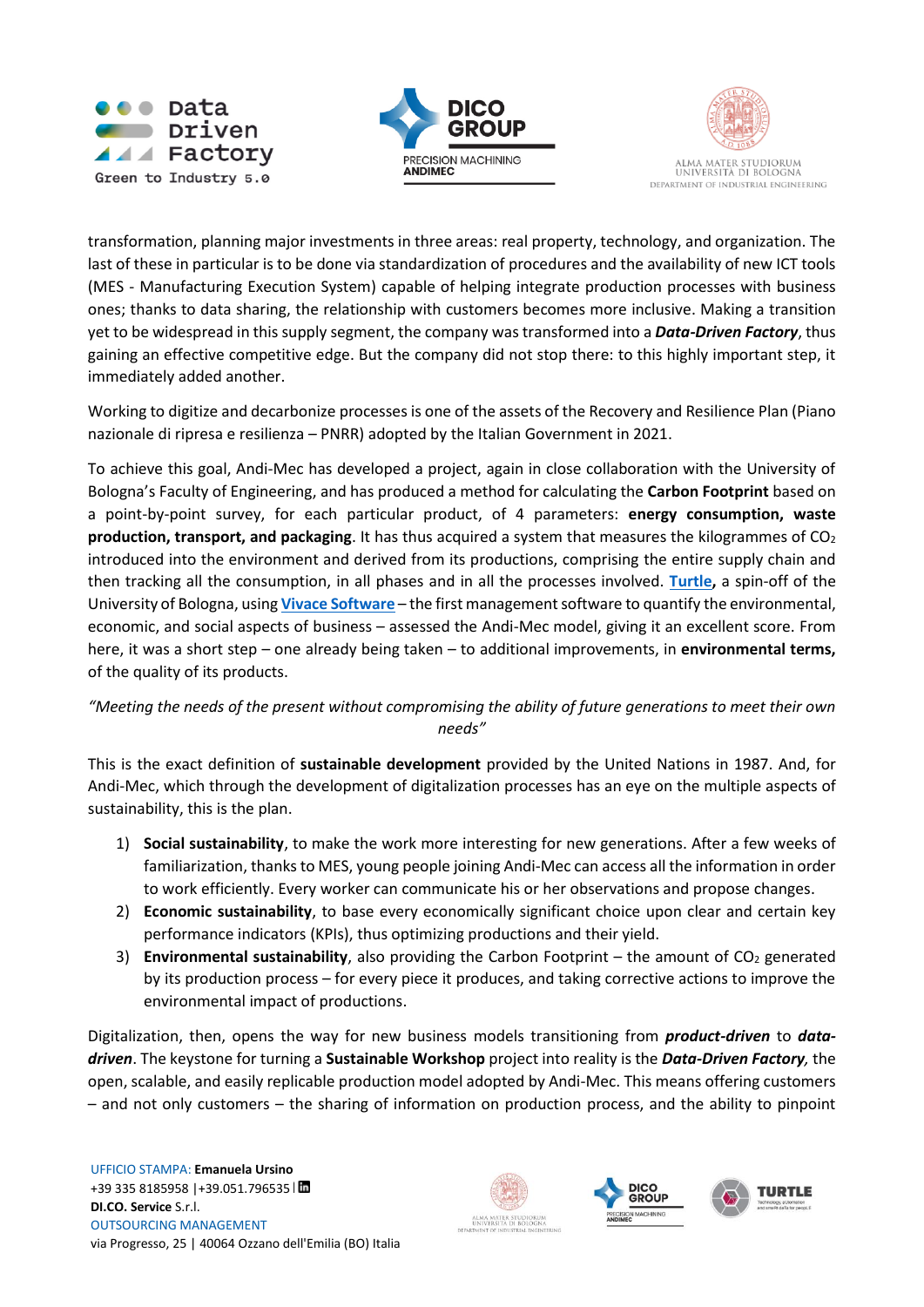transformation, planning major investments in three areas: real property, technology, and organization. The last of these in particular is to be done via standardization of procedures and the availability of new ICT tools (MES - Manufacturing Execution System) capable of helping integrate production processes with business ones; thanks to data sharing, the relationship with customers becomes more inclusive. Making a transition yet to be widespread in this supply segment, the company was transformed into a ***Data-Driven Factory***, thus gaining an effective competitive edge. But the company did not stop there: to this highly important step, it immediately added another.

Working to digitize and decarbonize processes is one of the assets of the Recovery and Resilience Plan (Piano nazionale di ripresa e resilienza – PNRR) adopted by the Italian Government in 2021.

To achieve this goal, Andi-Mec has developed a project, again in close collaboration with the University of Bologna's Faculty of Engineering, and has produced a method for calculating the **Carbon Footprint** based on a point-by-point survey, for each particular product, of 4 parameters: **energy consumption, waste production, transport, and packaging**. It has thus acquired a system that measures the kilogrammes of $CO_2$ introduced into the environment and derived from its productions, comprising the entire supply chain and then tracking all the consumption, in all phases and in all the processes involved. **Turtle,** a spin-off of the University of Bologna, using **Vivace Software** – the first management software to quantify the environmental, economic, and social aspects of business – assessed the Andi-Mec model, giving it an excellent score. From here, it was a short step – one already being taken – to additional improvements, in **environmental terms,** of the quality of its products.

*"Meeting the needs of the present without compromising the ability of future generations to meet their own needs"*

This is the exact definition of **sustainable development** provided by the United Nations in 1987. And, for Andi-Mec, which through the development of digitalization processes has an eye on the multiple aspects of sustainability, this is the plan.

1) **Social sustainability**, to make the work more interesting for new generations. After a few weeks of familiarization, thanks to MES, young people joining Andi-Mec can access all the information in order to work efficiently. Every worker can communicate his or her observations and propose changes.
2) **Economic sustainability**, to base every economically significant choice upon clear and certain key performance indicators (KPIs), thus optimizing productions and their yield.
3) **Environmental sustainability**, also providing the Carbon Footprint – the amount of $CO_2$ generated by its production process – for every piece it produces, and taking corrective actions to improve the environmental impact of productions.

Digitalization, then, opens the way for new business models transitioning from ***product-driven*** to ***data-driven***. The keystone for turning a **Sustainable Workshop** project into reality is the ***Data-Driven Factory,*** the open, scalable, and easily replicable production model adopted by Andi-Mec. This means offering customers – and not only customers – the sharing of information on production process, and the ability to pinpoint

UFFICIO STAMPA: **Emanuela Ursino**
+39 335 8185958 |+39.051.796535 |
**DI.CO. Service** S.r.l.
OUTSOURCING MANAGEMENT
via Progresso, 25 | 40064 Ozzano dell'Emilia (BO) Italia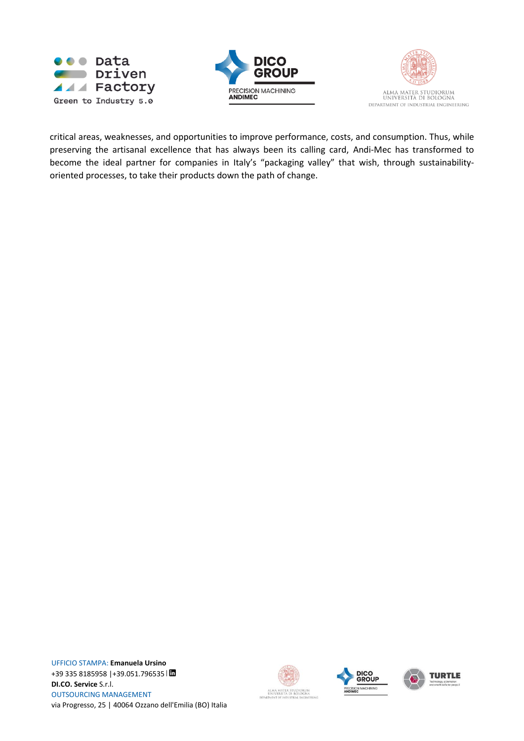critical areas, weaknesses, and opportunities to improve performance, costs, and consumption. Thus, while preserving the artisanal excellence that has always been its calling card, Andi-Mec has transformed to become the ideal partner for companies in Italy's "packaging valley" that wish, through sustainability-oriented processes, to take their products down the path of change.

UFFICIO STAMPA: **Emanuela Ursino**
+39 335 8185958 |+39.051.796535 |
**DI.CO. Service** S.r.l.
OUTSOURCING MANAGEMENT
via Progresso, 25 | 40064 Ozzano dell'Emilia (BO) Italia